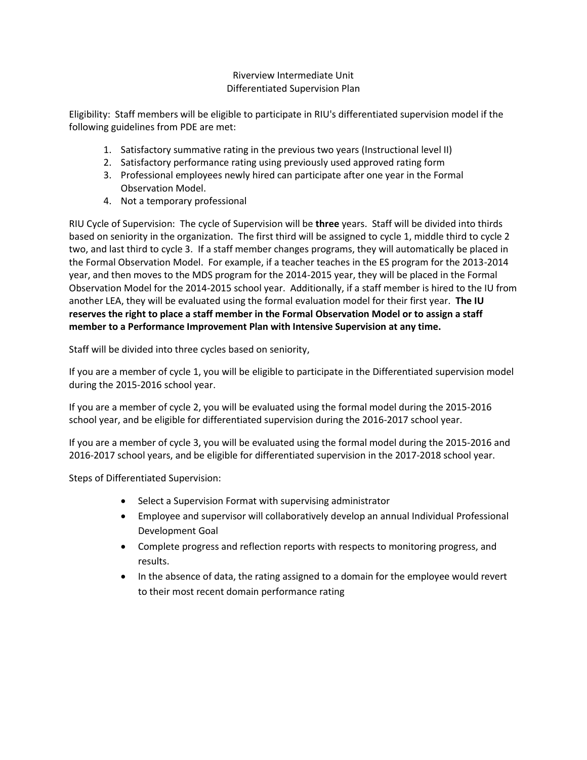# Riverview Intermediate Unit
## Differentiated Supervision Plan

Eligibility: Staff members will be eligible to participate in RIU's differentiated supervision model if the following guidelines from PDE are met:

1. Satisfactory summative rating in the previous two years (Instructional level II)
2. Satisfactory performance rating using previously used approved rating form
3. Professional employees newly hired can participate after one year in the Formal Observation Model.
4. Not a temporary professional

RIU Cycle of Supervision: The cycle of Supervision will be **three** years. Staff will be divided into thirds based on seniority in the organization. The first third will be assigned to cycle 1, middle third to cycle 2 two, and last third to cycle 3. If a staff member changes programs, they will automatically be placed in the Formal Observation Model. For example, if a teacher teaches in the ES program for the 2013-2014 year, and then moves to the MDS program for the 2014-2015 year, they will be placed in the Formal Observation Model for the 2014-2015 school year. Additionally, if a staff member is hired to the IU from another LEA, they will be evaluated using the formal evaluation model for their first year. **The IU reserves the right to place a staff member in the Formal Observation Model or to assign a staff member to a Performance Improvement Plan with Intensive Supervision at any time.**

Staff will be divided into three cycles based on seniority,

If you are a member of cycle 1, you will be eligible to participate in the Differentiated supervision model during the 2015-2016 school year.

If you are a member of cycle 2, you will be evaluated using the formal model during the 2015-2016 school year, and be eligible for differentiated supervision during the 2016-2017 school year.

If you are a member of cycle 3, you will be evaluated using the formal model during the 2015-2016 and 2016-2017 school years, and be eligible for differentiated supervision in the 2017-2018 school year.

Steps of Differentiated Supervision:

- Select a Supervision Format with supervising administrator
- Employee and supervisor will collaboratively develop an annual Individual Professional Development Goal
- Complete progress and reflection reports with respects to monitoring progress, and results.
- In the absence of data, the rating assigned to a domain for the employee would revert to their most recent domain performance rating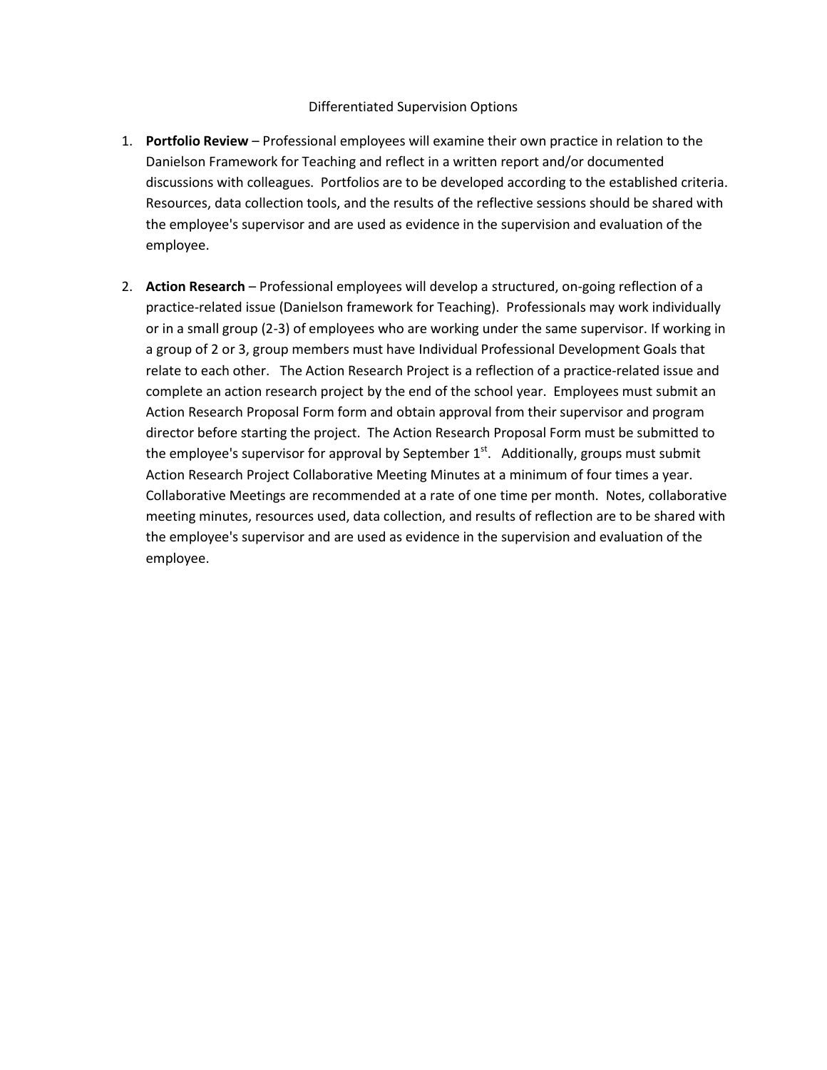Differentiated Supervision Options

1. **Portfolio Review** – Professional employees will examine their own practice in relation to the Danielson Framework for Teaching and reflect in a written report and/or documented discussions with colleagues. Portfolios are to be developed according to the established criteria. Resources, data collection tools, and the results of the reflective sessions should be shared with the employee's supervisor and are used as evidence in the supervision and evaluation of the employee.

2. **Action Research** – Professional employees will develop a structured, on-going reflection of a practice-related issue (Danielson framework for Teaching). Professionals may work individually or in a small group (2-3) of employees who are working under the same supervisor. If working in a group of 2 or 3, group members must have Individual Professional Development Goals that relate to each other. The Action Research Project is a reflection of a practice-related issue and complete an action research project by the end of the school year. Employees must submit an Action Research Proposal Form form and obtain approval from their supervisor and program director before starting the project. The Action Research Proposal Form must be submitted to the employee's supervisor for approval by September 1st. Additionally, groups must submit Action Research Project Collaborative Meeting Minutes at a minimum of four times a year. Collaborative Meetings are recommended at a rate of one time per month. Notes, collaborative meeting minutes, resources used, data collection, and results of reflection are to be shared with the employee's supervisor and are used as evidence in the supervision and evaluation of the employee.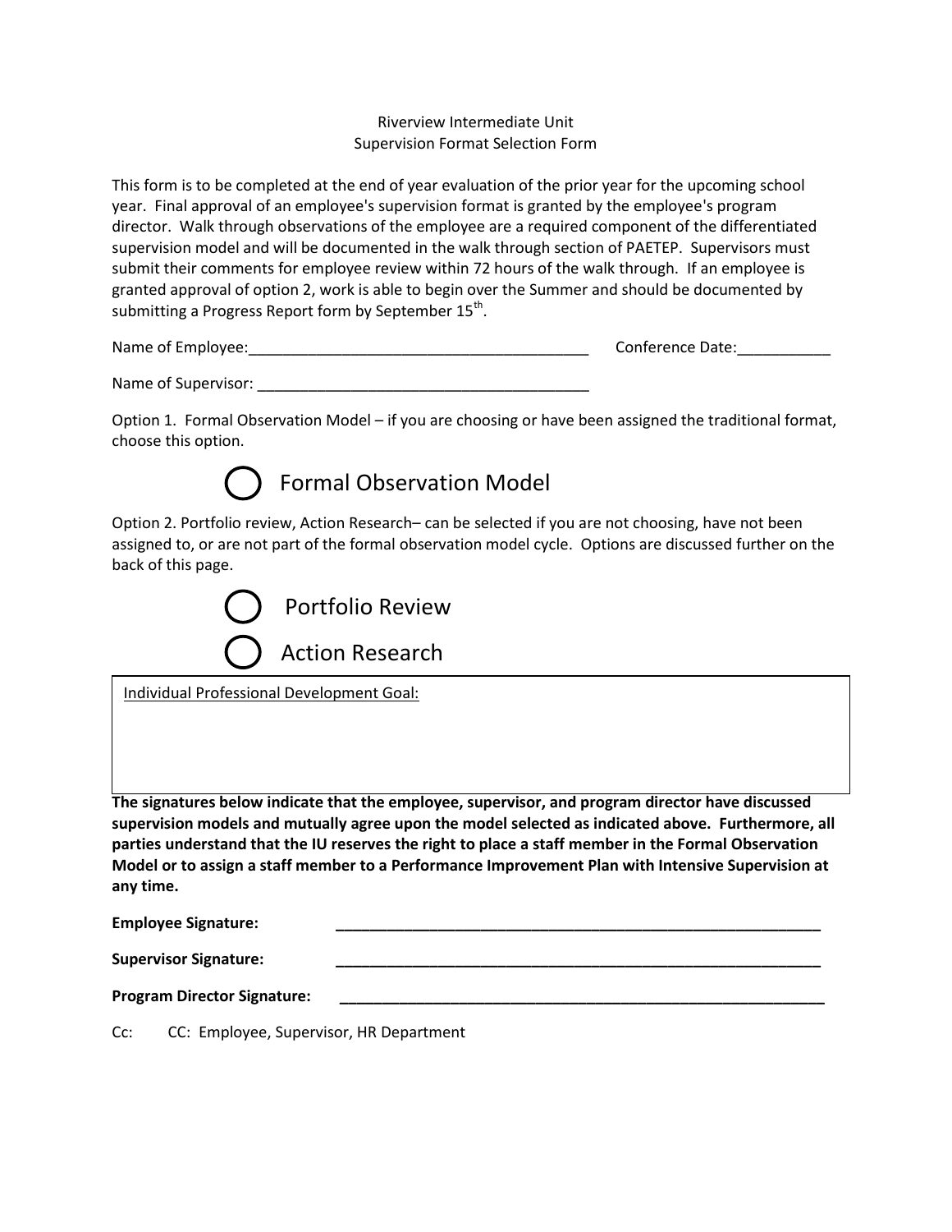Riverview Intermediate Unit
Supervision Format Selection Form

This form is to be completed at the end of year evaluation of the prior year for the upcoming school year. Final approval of an employee's supervision format is granted by the employee's program director. Walk through observations of the employee are a required component of the differentiated supervision model and will be documented in the walk through section of PAETEP. Supervisors must submit their comments for employee review within 72 hours of the walk through. If an employee is granted approval of option 2, work is able to begin over the Summer and should be documented by submitting a Progress Report form by September 15th.

Name of Employee:________________________________________ Conference Date:___________

Name of Supervisor: _______________________________________

Option 1. Formal Observation Model – if you are choosing or have been assigned the traditional format, choose this option.

◯ Formal Observation Model

Option 2. Portfolio review, Action Research– can be selected if you are not choosing, have not been assigned to, or are not part of the formal observation model cycle. Options are discussed further on the back of this page.

◯ Portfolio Review

◯ Action Research

| Individual Professional Development Goal: |
| --- |
| |

**The signatures below indicate that the employee, supervisor, and program director have discussed supervision models and mutually agree upon the model selected as indicated above. Furthermore, all parties understand that the IU reserves the right to place a staff member in the Formal Observation Model or to assign a staff member to a Performance Improvement Plan with Intensive Supervision at any time.**

**Employee Signature:** ____________________________________________________________

**Supervisor Signature:** ____________________________________________________________

**Program Director Signature:** ____________________________________________________________

Cc: CC: Employee, Supervisor, HR Department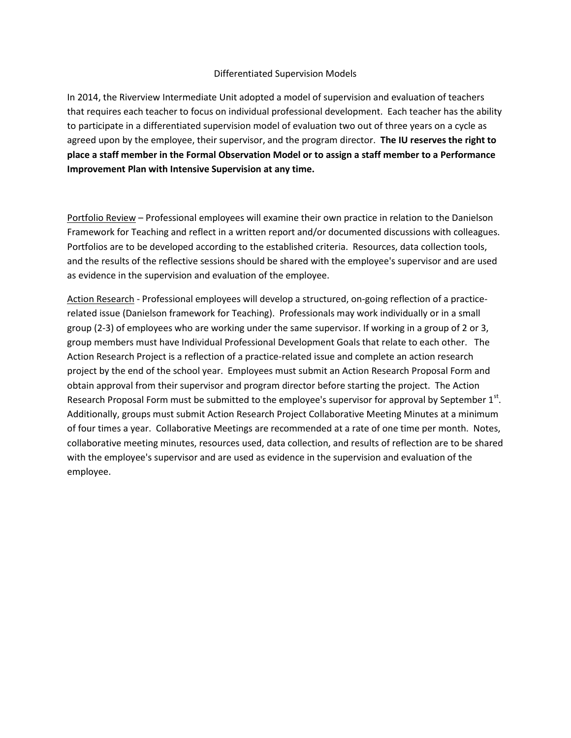# Differentiated Supervision Models

In 2014, the Riverview Intermediate Unit adopted a model of supervision and evaluation of teachers that requires each teacher to focus on individual professional development. Each teacher has the ability to participate in a differentiated supervision model of evaluation two out of three years on a cycle as agreed upon by the employee, their supervisor, and the program director. **The IU reserves the right to place a staff member in the Formal Observation Model or to assign a staff member to a Performance Improvement Plan with Intensive Supervision at any time.**

<u>Portfolio Review</u> – Professional employees will examine their own practice in relation to the Danielson Framework for Teaching and reflect in a written report and/or documented discussions with colleagues. Portfolios are to be developed according to the established criteria. Resources, data collection tools, and the results of the reflective sessions should be shared with the employee's supervisor and are used as evidence in the supervision and evaluation of the employee.

<u>Action Research</u> - Professional employees will develop a structured, on-going reflection of a practice-related issue (Danielson framework for Teaching). Professionals may work individually or in a small group (2-3) of employees who are working under the same supervisor. If working in a group of 2 or 3, group members must have Individual Professional Development Goals that relate to each other. The Action Research Project is a reflection of a practice-related issue and complete an action research project by the end of the school year. Employees must submit an Action Research Proposal Form and obtain approval from their supervisor and program director before starting the project. The Action Research Proposal Form must be submitted to the employee's supervisor for approval by September 1st. Additionally, groups must submit Action Research Project Collaborative Meeting Minutes at a minimum of four times a year. Collaborative Meetings are recommended at a rate of one time per month. Notes, collaborative meeting minutes, resources used, data collection, and results of reflection are to be shared with the employee's supervisor and are used as evidence in the supervision and evaluation of the employee.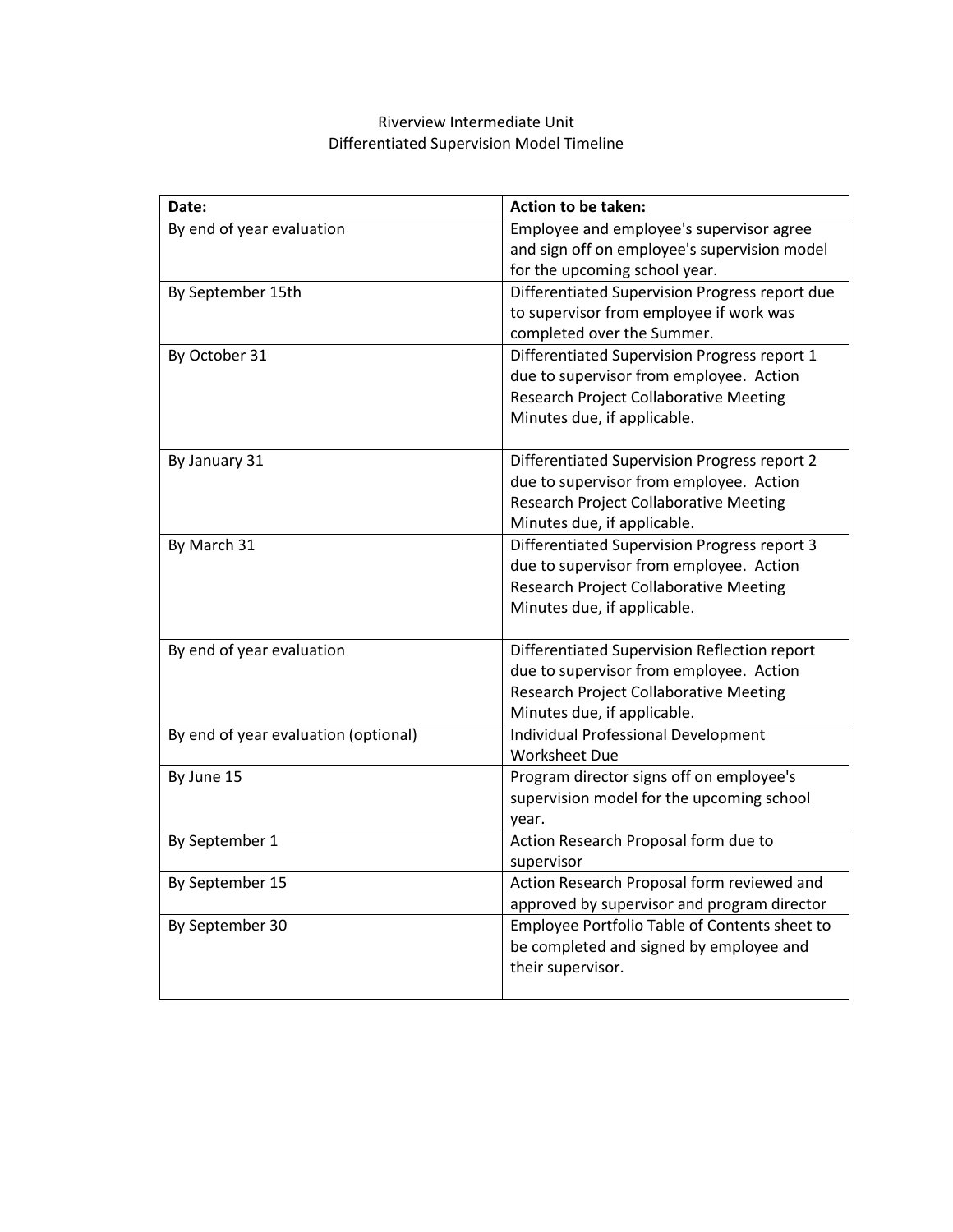Riverview Intermediate Unit

Differentiated Supervision Model Timeline

| Date: | Action to be taken: |
|---|---|
| By end of year evaluation | Employee and employee's supervisor agree and sign off on employee's supervision model for the upcoming school year. |
| By September 15th | Differentiated Supervision Progress report due to supervisor from employee if work was completed over the Summer. |
| By October 31 | Differentiated Supervision Progress report 1 due to supervisor from employee. Action Research Project Collaborative Meeting Minutes due, if applicable. |
| By January 31 | Differentiated Supervision Progress report 2 due to supervisor from employee. Action Research Project Collaborative Meeting Minutes due, if applicable. |
| By March 31 | Differentiated Supervision Progress report 3 due to supervisor from employee. Action Research Project Collaborative Meeting Minutes due, if applicable. |
| By end of year evaluation | Differentiated Supervision Reflection report due to supervisor from employee. Action Research Project Collaborative Meeting Minutes due, if applicable. |
| By end of year evaluation (optional) | Individual Professional Development Worksheet Due |
| By June 15 | Program director signs off on employee's supervision model for the upcoming school year. |
| By September 1 | Action Research Proposal form due to supervisor |
| By September 15 | Action Research Proposal form reviewed and approved by supervisor and program director |
| By September 30 | Employee Portfolio Table of Contents sheet to be completed and signed by employee and their supervisor. |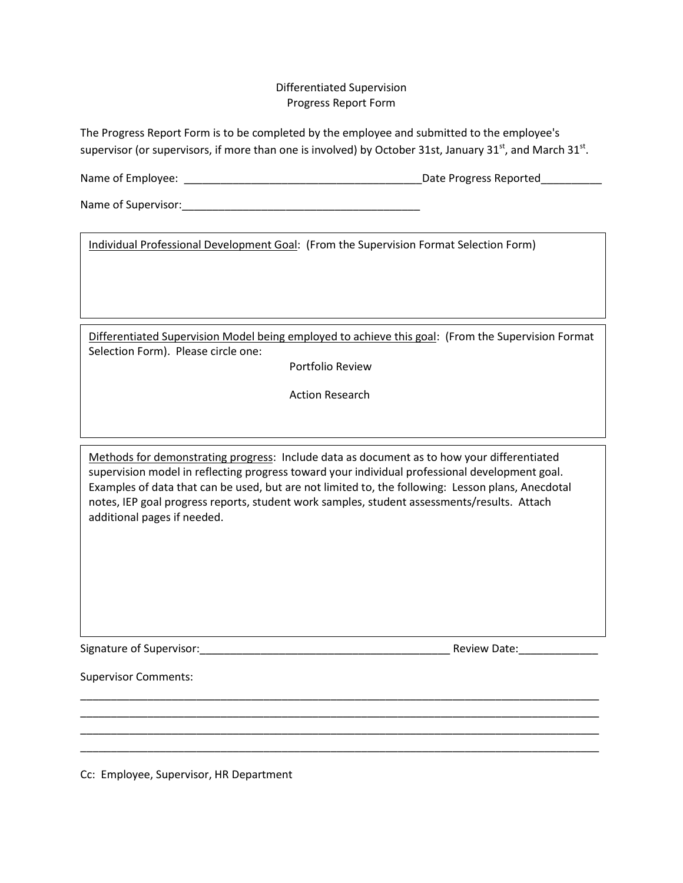# Differentiated Supervision
## Progress Report Form

The Progress Report Form is to be completed by the employee and submitted to the employee's supervisor (or supervisors, if more than one is involved) by October 31st, January 31st, and March 31st.

Name of Employee: _______________________________________Date Progress Reported__________

Name of Supervisor:_______________________________________

Individual Professional Development Goal: (From the Supervision Format Selection Form)

Differentiated Supervision Model being employed to achieve this goal: (From the Supervision Format Selection Form). Please circle one:

Portfolio Review

Action Research

Methods for demonstrating progress: Include data as document as to how your differentiated supervision model in reflecting progress toward your individual professional development goal. Examples of data that can be used, but are not limited to, the following: Lesson plans, Anecdotal notes, IEP goal progress reports, student work samples, student assessments/results. Attach additional pages if needed.

Signature of Supervisor:__________________________________________ Review Date:_____________

Supervisor Comments:

___________________________________________________________________________________________

___________________________________________________________________________________________

___________________________________________________________________________________________

___________________________________________________________________________________________

Cc: Employee, Supervisor, HR Department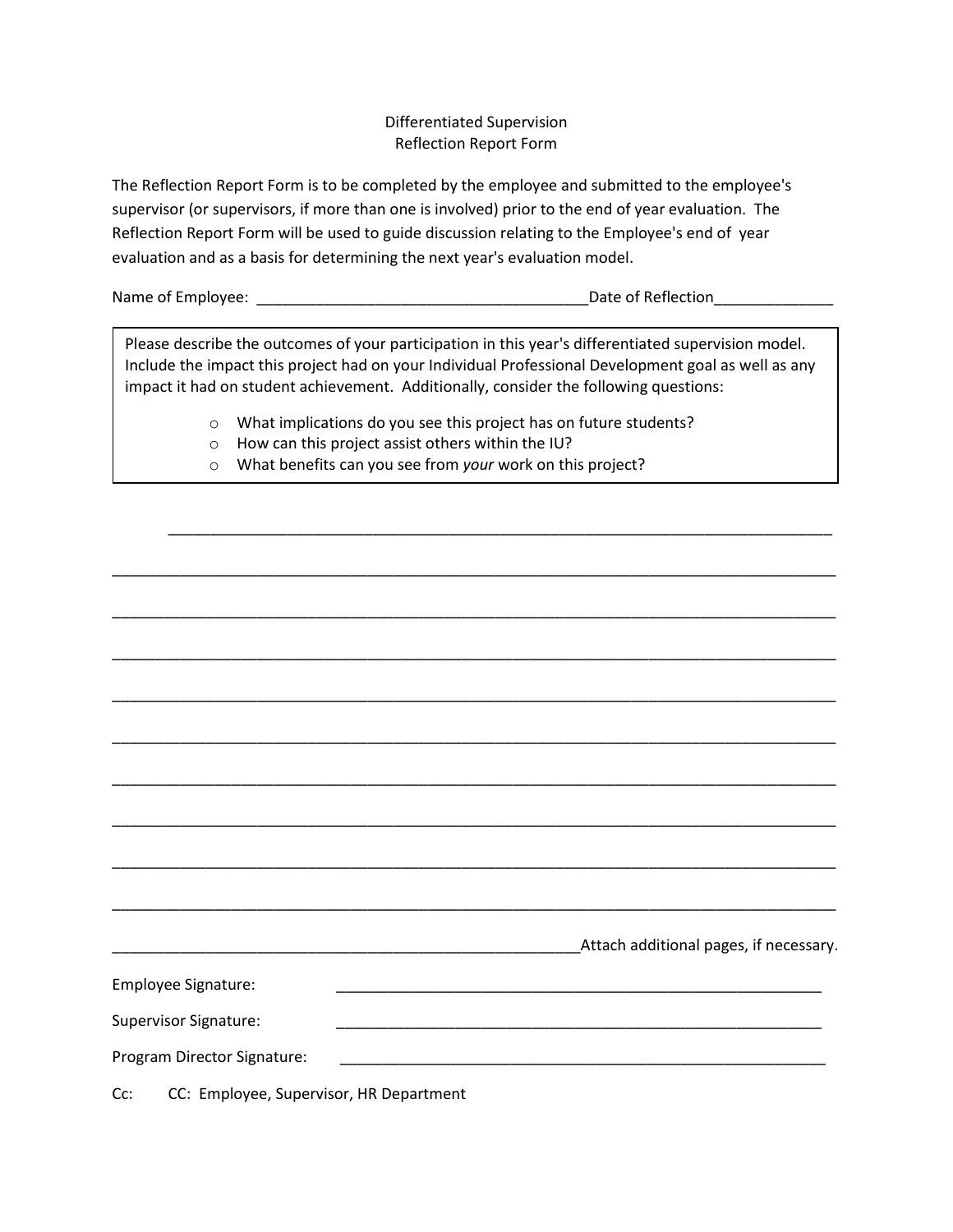Differentiated Supervision
Reflection Report Form

The Reflection Report Form is to be completed by the employee and submitted to the employee's supervisor (or supervisors, if more than one is involved) prior to the end of year evaluation. The Reflection Report Form will be used to guide discussion relating to the Employee's end of year evaluation and as a basis for determining the next year's evaluation model.

Name of Employee: ________________________________________Date of Reflection______________

Please describe the outcomes of your participation in this year's differentiated supervision model. Include the impact this project had on your Individual Professional Development goal as well as any impact it had on student achievement. Additionally, consider the following questions:

- What implications do you see this project has on future students?
- How can this project assist others within the IU?
- What benefits can you see from *your* work on this project?

_________________________________________________________________________________

_________________________________________________________________________________

_________________________________________________________________________________

_________________________________________________________________________________

_________________________________________________________________________________

_________________________________________________________________________________

_________________________________________________________________________________

_________________________________________________________________________________

_________________________________________________________________________________

_________________________________________________________________________________

__________________________________________________________Attach additional pages, if necessary.

Employee Signature: ____________________________________________________________

Supervisor Signature: ____________________________________________________________

Program Director Signature: ____________________________________________________________

Cc: CC: Employee, Supervisor, HR Department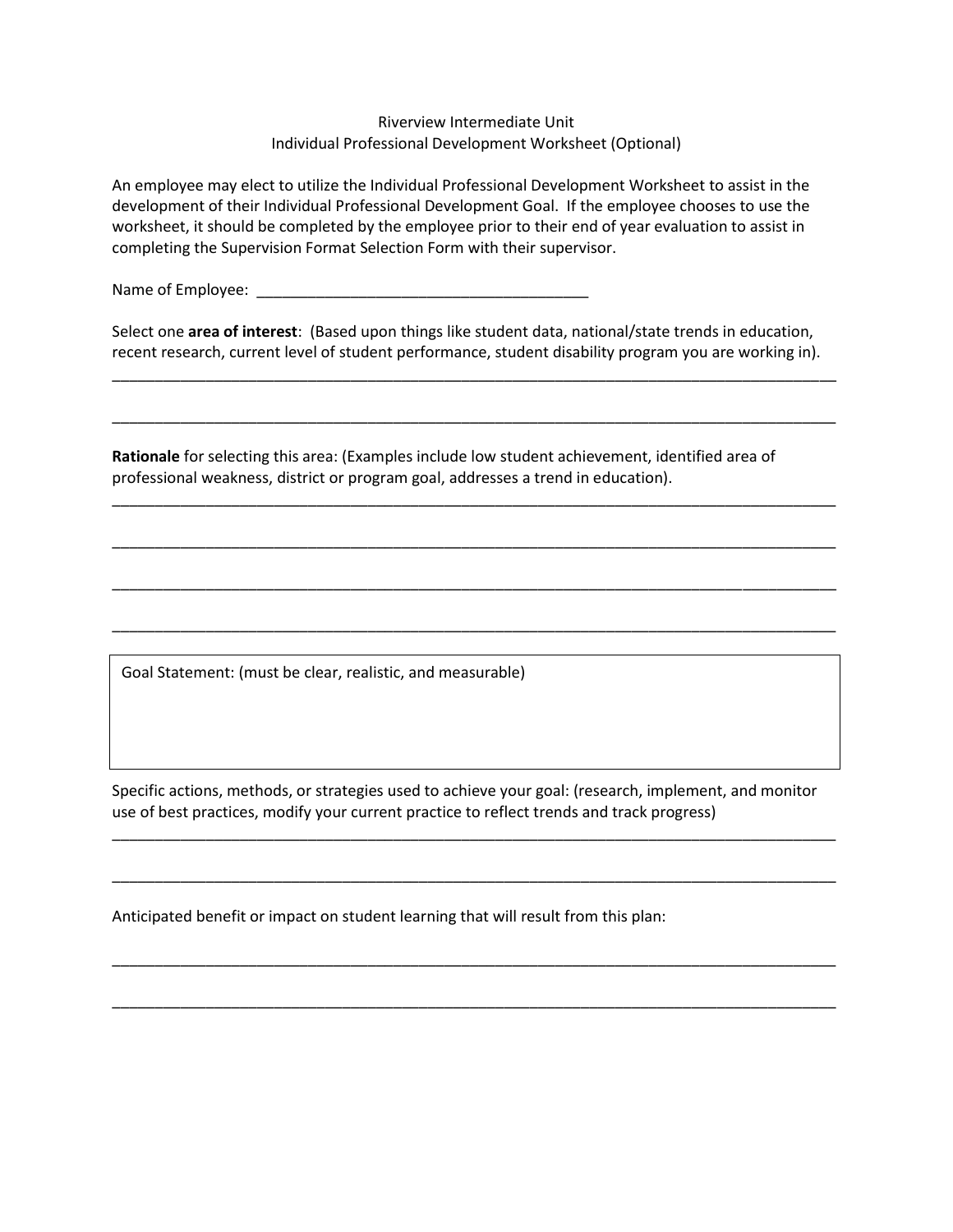Riverview Intermediate Unit
Individual Professional Development Worksheet (Optional)

An employee may elect to utilize the Individual Professional Development Worksheet to assist in the development of their Individual Professional Development Goal. If the employee chooses to use the worksheet, it should be completed by the employee prior to their end of year evaluation to assist in completing the Supervision Format Selection Form with their supervisor.

Name of Employee: ________________________________________

Select one **area of interest**: (Based upon things like student data, national/state trends in education, recent research, current level of student performance, student disability program you are working in).

____________________________________________________________________________________

____________________________________________________________________________________

**Rationale** for selecting this area: (Examples include low student achievement, identified area of professional weakness, district or program goal, addresses a trend in education).

____________________________________________________________________________________

____________________________________________________________________________________

____________________________________________________________________________________

____________________________________________________________________________________

| Goal Statement: (must be clear, realistic, and measurable) |
|---|
| |

Specific actions, methods, or strategies used to achieve your goal: (research, implement, and monitor use of best practices, modify your current practice to reflect trends and track progress)

____________________________________________________________________________________

____________________________________________________________________________________

Anticipated benefit or impact on student learning that will result from this plan:

____________________________________________________________________________________

____________________________________________________________________________________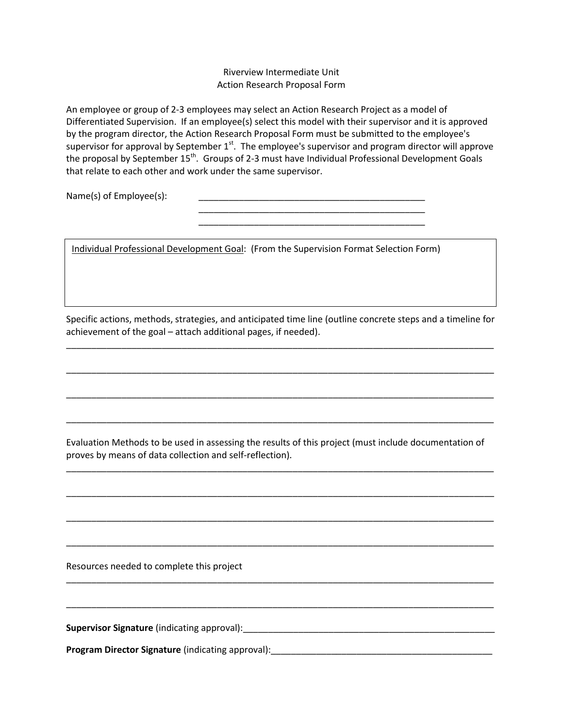# Riverview Intermediate Unit
## Action Research Proposal Form

An employee or group of 2-3 employees may select an Action Research Project as a model of Differentiated Supervision. If an employee(s) select this model with their supervisor and it is approved by the program director, the Action Research Proposal Form must be submitted to the employee's supervisor for approval by September 1st. The employee's supervisor and program director will approve the proposal by September 15th. Groups of 2-3 must have Individual Professional Development Goals that relate to each other and work under the same supervisor.

Name(s) of Employee(s): _______________________________________________
_______________________________________________
_______________________________________________

| Individual Professional Development Goal: (From the Supervision Format Selection Form) |
|---|
| |

Specific actions, methods, strategies, and anticipated time line (outline concrete steps and a timeline for achievement of the goal – attach additional pages, if needed).

___________________________________________________________________________________________

___________________________________________________________________________________________

___________________________________________________________________________________________

___________________________________________________________________________________________

Evaluation Methods to be used in assessing the results of this project (must include documentation of proves by means of data collection and self-reflection).

___________________________________________________________________________________________

___________________________________________________________________________________________

___________________________________________________________________________________________

___________________________________________________________________________________________

Resources needed to complete this project

___________________________________________________________________________________________

___________________________________________________________________________________________

**Supervisor Signature** (indicating approval):_____________________________________________________

**Program Director Signature** (indicating approval):______________________________________________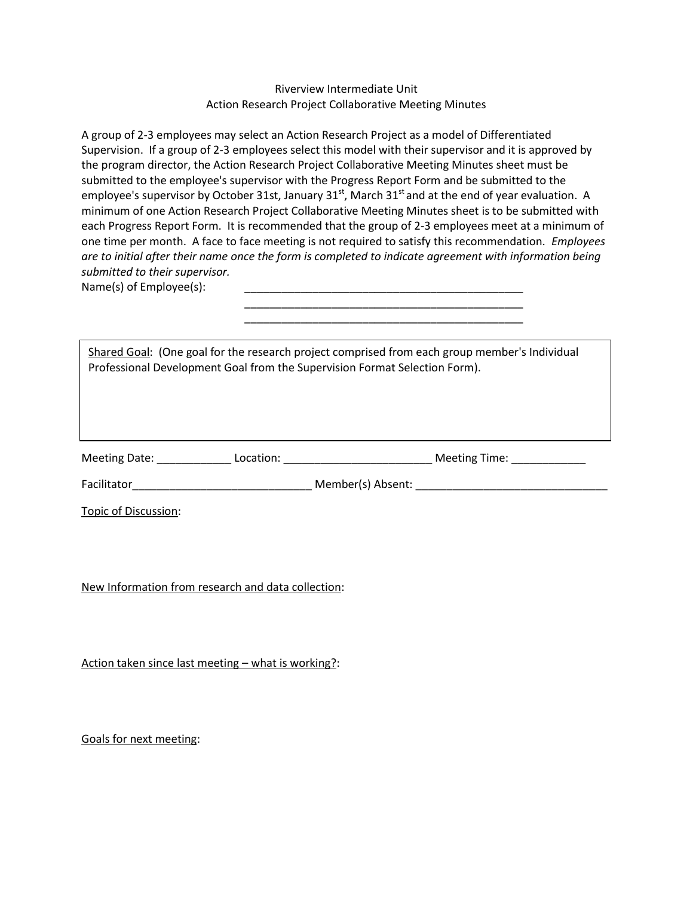Riverview Intermediate Unit
Action Research Project Collaborative Meeting Minutes

A group of 2-3 employees may select an Action Research Project as a model of Differentiated Supervision. If a group of 2-3 employees select this model with their supervisor and it is approved by the program director, the Action Research Project Collaborative Meeting Minutes sheet must be submitted to the employee's supervisor with the Progress Report Form and be submitted to the employee's supervisor by October 31st, January 31st, March 31st and at the end of year evaluation. A minimum of one Action Research Project Collaborative Meeting Minutes sheet is to be submitted with each Progress Report Form. It is recommended that the group of 2-3 employees meet at a minimum of one time per month. A face to face meeting is not required to satisfy this recommendation. *Employees are to initial after their name once the form is completed to indicate agreement with information being submitted to their supervisor.*

Name(s) of Employee(s): _______________________________________________
_______________________________________________
_______________________________________________

| Shared Goal: (One goal for the research project comprised from each group member's Individual Professional Development Goal from the Supervision Format Selection Form). |
|---|
| |

Meeting Date: ____________ Location: ________________________ Meeting Time: ____________

Facilitator_____________________________ Member(s) Absent: _______________________________

Topic of Discussion:

New Information from research and data collection:

Action taken since last meeting – what is working?:

Goals for next meeting: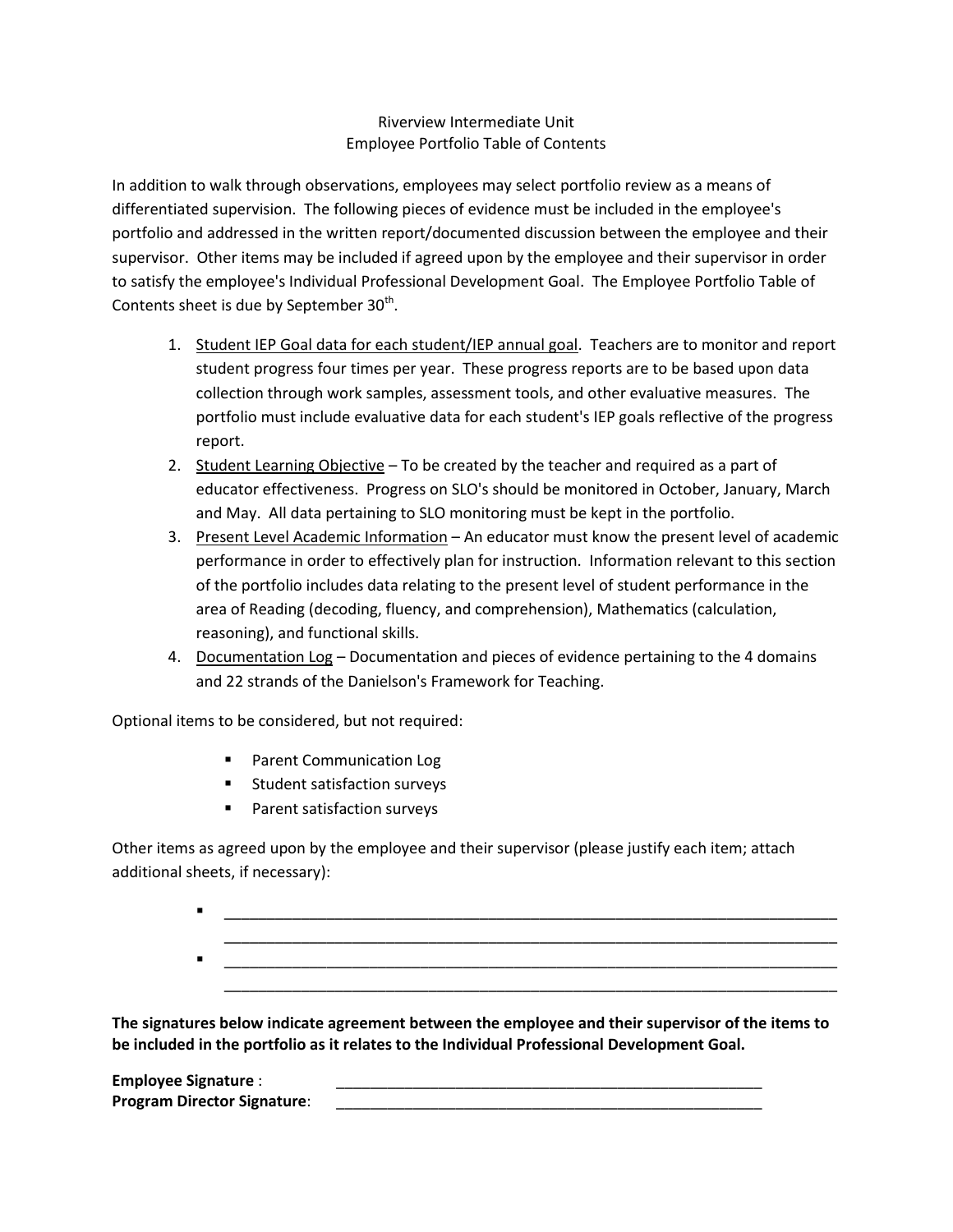Riverview Intermediate Unit
Employee Portfolio Table of Contents

In addition to walk through observations, employees may select portfolio review as a means of differentiated supervision. The following pieces of evidence must be included in the employee's portfolio and addressed in the written report/documented discussion between the employee and their supervisor. Other items may be included if agreed upon by the employee and their supervisor in order to satisfy the employee's Individual Professional Development Goal. The Employee Portfolio Table of Contents sheet is due by September 30th.

1. <u>Student IEP Goal data for each student/IEP annual goal</u>. Teachers are to monitor and report student progress four times per year. These progress reports are to be based upon data collection through work samples, assessment tools, and other evaluative measures. The portfolio must include evaluative data for each student's IEP goals reflective of the progress report.
2. <u>Student Learning Objective</u> – To be created by the teacher and required as a part of educator effectiveness. Progress on SLO's should be monitored in October, January, March and May. All data pertaining to SLO monitoring must be kept in the portfolio.
3. <u>Present Level Academic Information</u> – An educator must know the present level of academic performance in order to effectively plan for instruction. Information relevant to this section of the portfolio includes data relating to the present level of student performance in the area of Reading (decoding, fluency, and comprehension), Mathematics (calculation, reasoning), and functional skills.
4. <u>Documentation Log</u> – Documentation and pieces of evidence pertaining to the 4 domains and 22 strands of the Danielson's Framework for Teaching.

Optional items to be considered, but not required:

- Parent Communication Log
- Student satisfaction surveys
- Parent satisfaction surveys

Other items as agreed upon by the employee and their supervisor (please justify each item; attach additional sheets, if necessary):

- ____________________________________________________________________________
  ____________________________________________________________________________
- ____________________________________________________________________________
  ____________________________________________________________________________

**The signatures below indicate agreement between the employee and their supervisor of the items to be included in the portfolio as it relates to the Individual Professional Development Goal.**

**Employee Signature** : ______________________________________________________

**Program Director Signature**: ______________________________________________________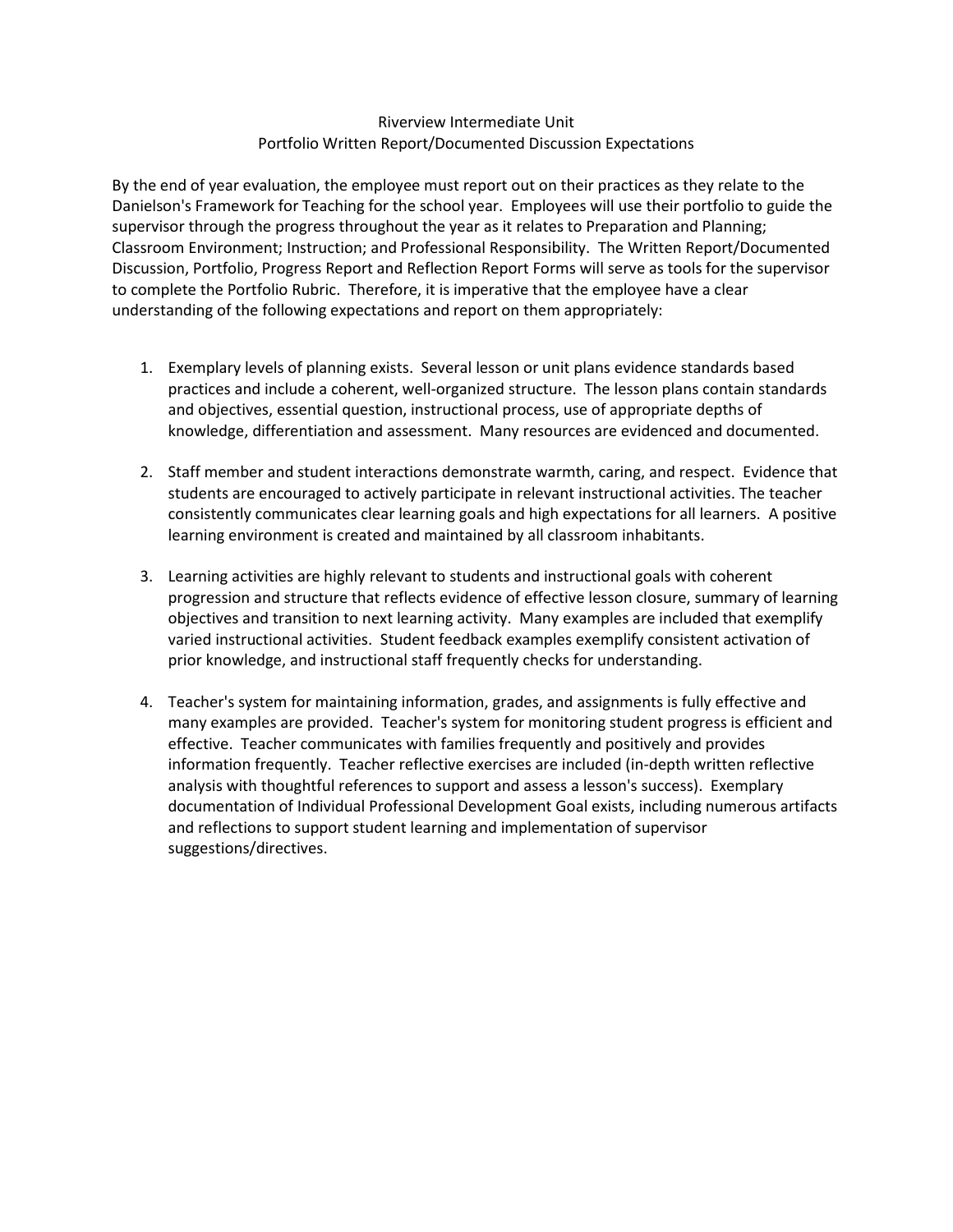# Riverview Intermediate Unit
## Portfolio Written Report/Documented Discussion Expectations

By the end of year evaluation, the employee must report out on their practices as they relate to the Danielson's Framework for Teaching for the school year. Employees will use their portfolio to guide the supervisor through the progress throughout the year as it relates to Preparation and Planning; Classroom Environment; Instruction; and Professional Responsibility. The Written Report/Documented Discussion, Portfolio, Progress Report and Reflection Report Forms will serve as tools for the supervisor to complete the Portfolio Rubric. Therefore, it is imperative that the employee have a clear understanding of the following expectations and report on them appropriately:

1. Exemplary levels of planning exists. Several lesson or unit plans evidence standards based practices and include a coherent, well-organized structure. The lesson plans contain standards and objectives, essential question, instructional process, use of appropriate depths of knowledge, differentiation and assessment. Many resources are evidenced and documented.

2. Staff member and student interactions demonstrate warmth, caring, and respect. Evidence that students are encouraged to actively participate in relevant instructional activities. The teacher consistently communicates clear learning goals and high expectations for all learners. A positive learning environment is created and maintained by all classroom inhabitants.

3. Learning activities are highly relevant to students and instructional goals with coherent progression and structure that reflects evidence of effective lesson closure, summary of learning objectives and transition to next learning activity. Many examples are included that exemplify varied instructional activities. Student feedback examples exemplify consistent activation of prior knowledge, and instructional staff frequently checks for understanding.

4. Teacher's system for maintaining information, grades, and assignments is fully effective and many examples are provided. Teacher's system for monitoring student progress is efficient and effective. Teacher communicates with families frequently and positively and provides information frequently. Teacher reflective exercises are included (in-depth written reflective analysis with thoughtful references to support and assess a lesson's success). Exemplary documentation of Individual Professional Development Goal exists, including numerous artifacts and reflections to support student learning and implementation of supervisor suggestions/directives.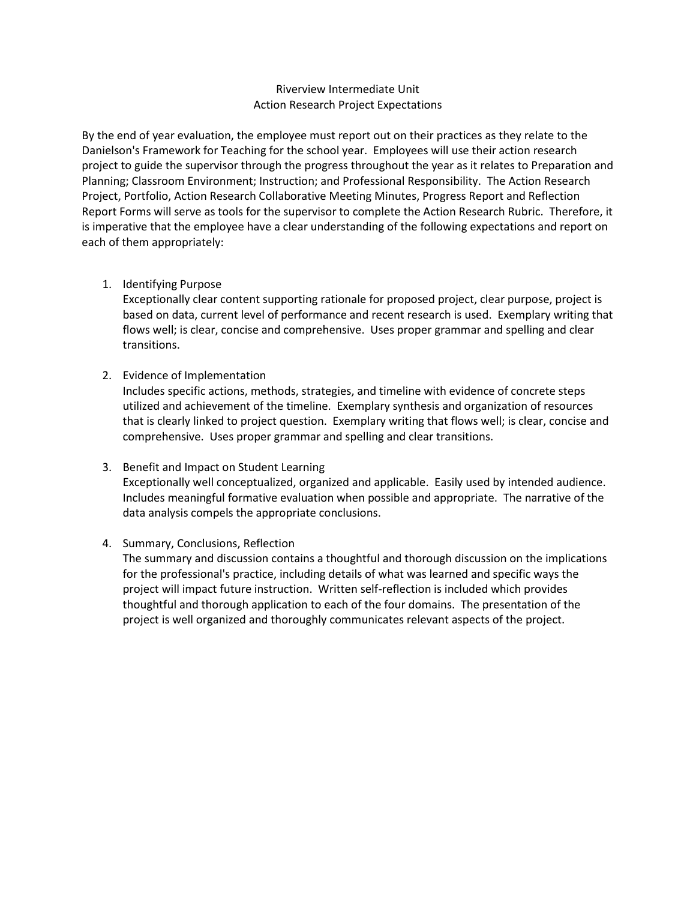# Riverview Intermediate Unit
## Action Research Project Expectations

By the end of year evaluation, the employee must report out on their practices as they relate to the Danielson's Framework for Teaching for the school year. Employees will use their action research project to guide the supervisor through the progress throughout the year as it relates to Preparation and Planning; Classroom Environment; Instruction; and Professional Responsibility. The Action Research Project, Portfolio, Action Research Collaborative Meeting Minutes, Progress Report and Reflection Report Forms will serve as tools for the supervisor to complete the Action Research Rubric. Therefore, it is imperative that the employee have a clear understanding of the following expectations and report on each of them appropriately:

1. Identifying Purpose
   Exceptionally clear content supporting rationale for proposed project, clear purpose, project is based on data, current level of performance and recent research is used. Exemplary writing that flows well; is clear, concise and comprehensive. Uses proper grammar and spelling and clear transitions.

2. Evidence of Implementation
   Includes specific actions, methods, strategies, and timeline with evidence of concrete steps utilized and achievement of the timeline. Exemplary synthesis and organization of resources that is clearly linked to project question. Exemplary writing that flows well; is clear, concise and comprehensive. Uses proper grammar and spelling and clear transitions.

3. Benefit and Impact on Student Learning
   Exceptionally well conceptualized, organized and applicable. Easily used by intended audience. Includes meaningful formative evaluation when possible and appropriate. The narrative of the data analysis compels the appropriate conclusions.

4. Summary, Conclusions, Reflection
   The summary and discussion contains a thoughtful and thorough discussion on the implications for the professional's practice, including details of what was learned and specific ways the project will impact future instruction. Written self-reflection is included which provides thoughtful and thorough application to each of the four domains. The presentation of the project is well organized and thoroughly communicates relevant aspects of the project.